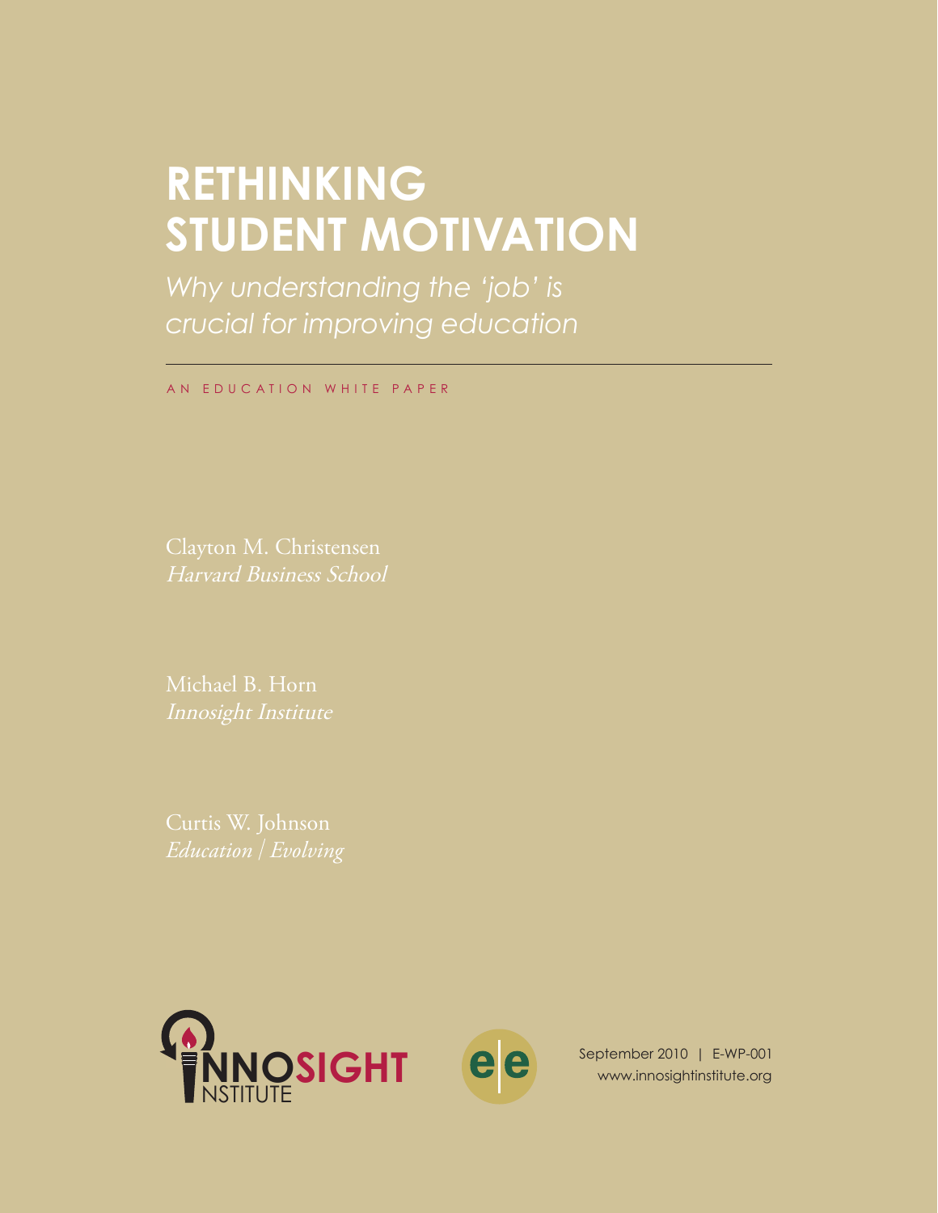# RETHINKING STUDENT MOTIVATION

*Why understanding the 'job' is crucial for improving education*

AN EDUCATION WHITE PAPER

Clayton M. Christensen
*Harvard Business School*

Michael B. Horn
*Innosight Institute*

Curtis W. Johnson
*Education | Evolving*

INNOSIGHT INSTITUTE

September 2010 | E-WP-001
www.innosightinstitute.org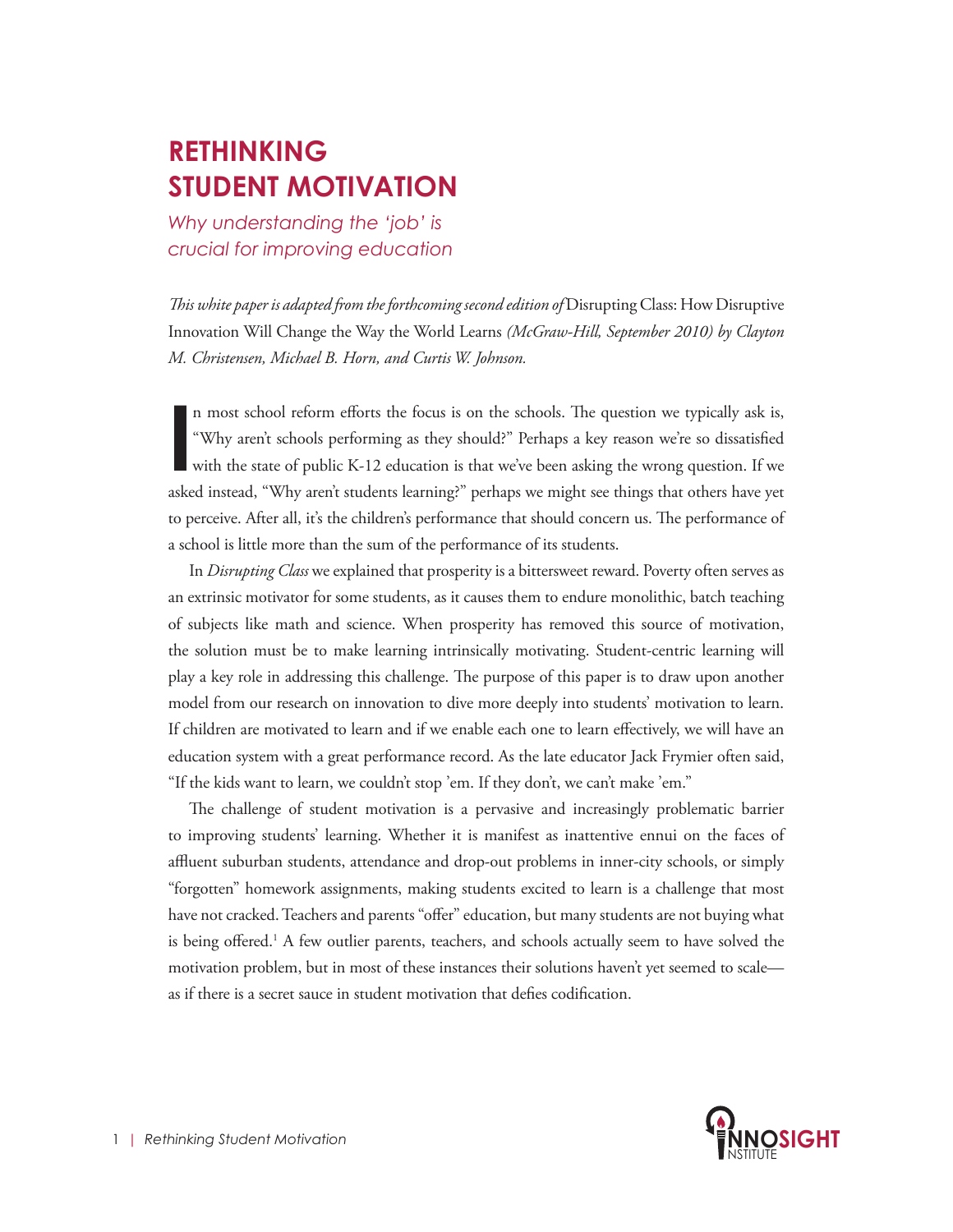# RETHINKING STUDENT MOTIVATION

*Why understanding the 'job' is crucial for improving education*

*This white paper is adapted from the forthcoming second edition of* Disrupting Class: How Disruptive Innovation Will Change the Way the World Learns *(McGraw-Hill, September 2010) by Clayton M. Christensen, Michael B. Horn, and Curtis W. Johnson.*

In most school reform efforts the focus is on the schools. The question we typically ask is, "Why aren't schools performing as they should?" Perhaps a key reason we're so dissatisfied with the state of public K-12 education is that we've been asking the wrong question. If we asked instead, "Why aren't students learning?" perhaps we might see things that others have yet to perceive. After all, it's the children's performance that should concern us. The performance of a school is little more than the sum of the performance of its students.

In *Disrupting Class* we explained that prosperity is a bittersweet reward. Poverty often serves as an extrinsic motivator for some students, as it causes them to endure monolithic, batch teaching of subjects like math and science. When prosperity has removed this source of motivation, the solution must be to make learning intrinsically motivating. Student-centric learning will play a key role in addressing this challenge. The purpose of this paper is to draw upon another model from our research on innovation to dive more deeply into students' motivation to learn. If children are motivated to learn and if we enable each one to learn effectively, we will have an education system with a great performance record. As the late educator Jack Frymier often said, "If the kids want to learn, we couldn't stop 'em. If they don't, we can't make 'em."

The challenge of student motivation is a pervasive and increasingly problematic barrier to improving students' learning. Whether it is manifest as inattentive ennui on the faces of affluent suburban students, attendance and drop-out problems in inner-city schools, or simply "forgotten" homework assignments, making students excited to learn is a challenge that most have not cracked. Teachers and parents "offer" education, but many students are not buying what is being offered.[1] A few outlier parents, teachers, and schools actually seem to have solved the motivation problem, but in most of these instances their solutions haven't yet seemed to scale—as if there is a secret sauce in student motivation that defies codification.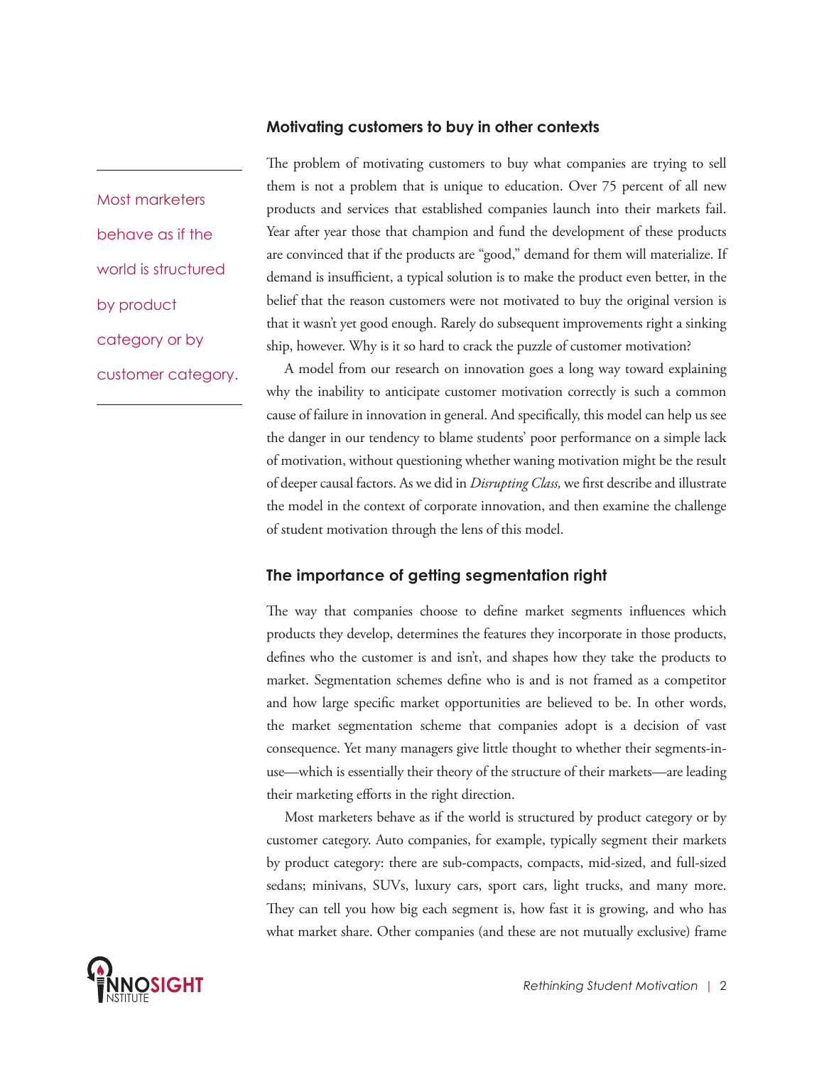## Motivating customers to buy in other contexts

The problem of motivating customers to buy what companies are trying to sell them is not a problem that is unique to education. Over 75 percent of all new products and services that established companies launch into their markets fail. Year after year those that champion and fund the development of these products are convinced that if the products are "good," demand for them will materialize. If demand is insufficient, a typical solution is to make the product even better, in the belief that the reason customers were not motivated to buy the original version is that it wasn't yet good enough. Rarely do subsequent improvements right a sinking ship, however. Why is it so hard to crack the puzzle of customer motivation?

> Most marketers behave as if the world is structured by product category or by customer category.

A model from our research on innovation goes a long way toward explaining why the inability to anticipate customer motivation correctly is such a common cause of failure in innovation in general. And specifically, this model can help us see the danger in our tendency to blame students' poor performance on a simple lack of motivation, without questioning whether waning motivation might be the result of deeper causal factors. As we did in *Disrupting Class,* we first describe and illustrate the model in the context of corporate innovation, and then examine the challenge of student motivation through the lens of this model.

## The importance of getting segmentation right

The way that companies choose to define market segments influences which products they develop, determines the features they incorporate in those products, defines who the customer is and isn't, and shapes how they take the products to market. Segmentation schemes define who is and is not framed as a competitor and how large specific market opportunities are believed to be. In other words, the market segmentation scheme that companies adopt is a decision of vast consequence. Yet many managers give little thought to whether their segments-in-use—which is essentially their theory of the structure of their markets—are leading their marketing efforts in the right direction.

Most marketers behave as if the world is structured by product category or by customer category. Auto companies, for example, typically segment their markets by product category: there are sub-compacts, compacts, mid-sized, and full-sized sedans; minivans, SUVs, luxury cars, sport cars, light trucks, and many more. They can tell you how big each segment is, how fast it is growing, and who has what market share. Other companies (and these are not mutually exclusive) frame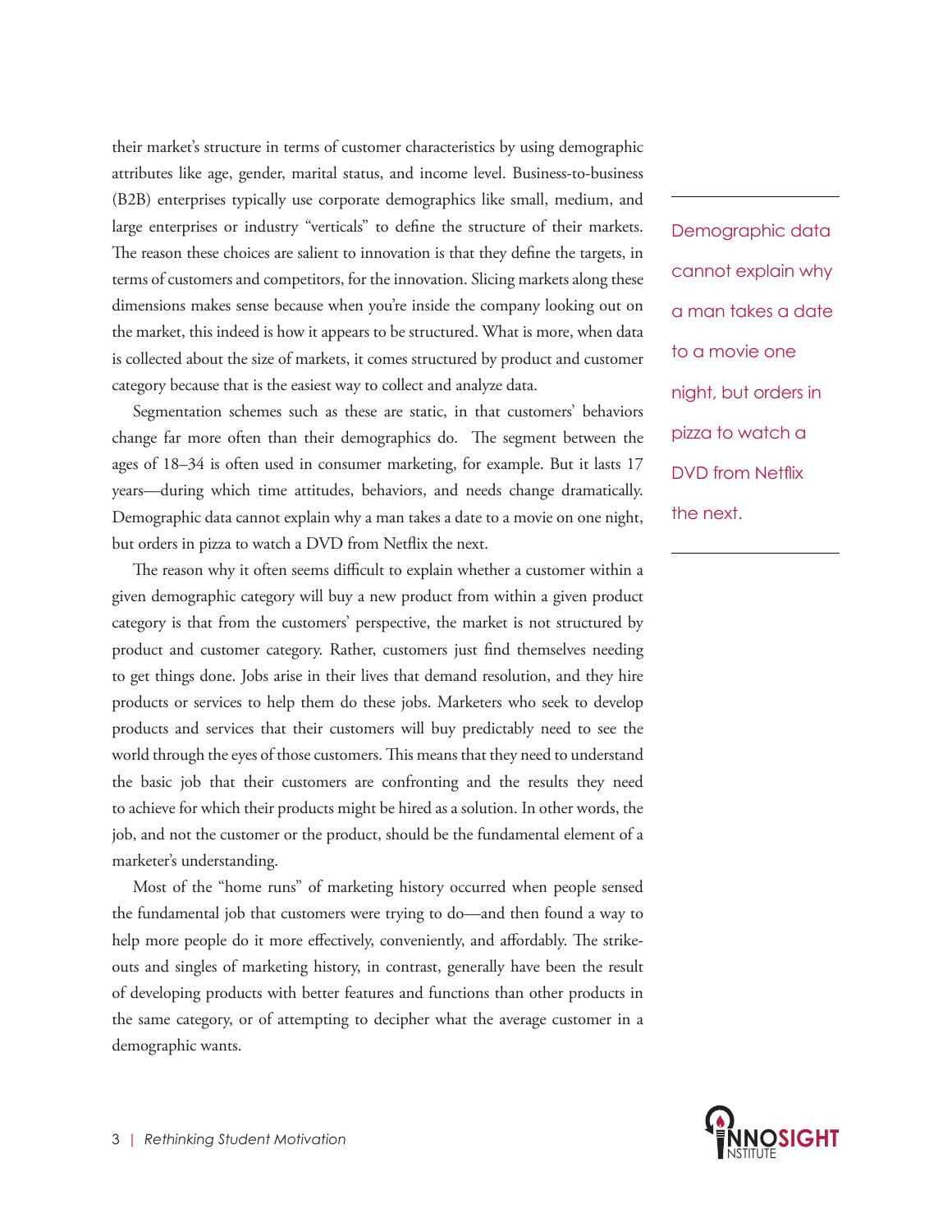their market's structure in terms of customer characteristics by using demographic attributes like age, gender, marital status, and income level. Business-to-business (B2B) enterprises typically use corporate demographics like small, medium, and large enterprises or industry "verticals" to define the structure of their markets. The reason these choices are salient to innovation is that they define the targets, in terms of customers and competitors, for the innovation. Slicing markets along these dimensions makes sense because when you're inside the company looking out on the market, this indeed is how it appears to be structured. What is more, when data is collected about the size of markets, it comes structured by product and customer category because that is the easiest way to collect and analyze data.

Segmentation schemes such as these are static, in that customers' behaviors change far more often than their demographics do. The segment between the ages of 18–34 is often used in consumer marketing, for example. But it lasts 17 years—during which time attitudes, behaviors, and needs change dramatically. Demographic data cannot explain why a man takes a date to a movie on one night, but orders in pizza to watch a DVD from Netflix the next.

> Demographic data cannot explain why a man takes a date to a movie one night, but orders in pizza to watch a DVD from Netflix the next.

The reason why it often seems difficult to explain whether a customer within a given demographic category will buy a new product from within a given product category is that from the customers' perspective, the market is not structured by product and customer category. Rather, customers just find themselves needing to get things done. Jobs arise in their lives that demand resolution, and they hire products or services to help them do these jobs. Marketers who seek to develop products and services that their customers will buy predictably need to see the world through the eyes of those customers. This means that they need to understand the basic job that their customers are confronting and the results they need to achieve for which their products might be hired as a solution. In other words, the job, and not the customer or the product, should be the fundamental element of a marketer's understanding.

Most of the "home runs" of marketing history occurred when people sensed the fundamental job that customers were trying to do—and then found a way to help more people do it more effectively, conveniently, and affordably. The strike-outs and singles of marketing history, in contrast, generally have been the result of developing products with better features and functions than other products in the same category, or of attempting to decipher what the average customer in a demographic wants.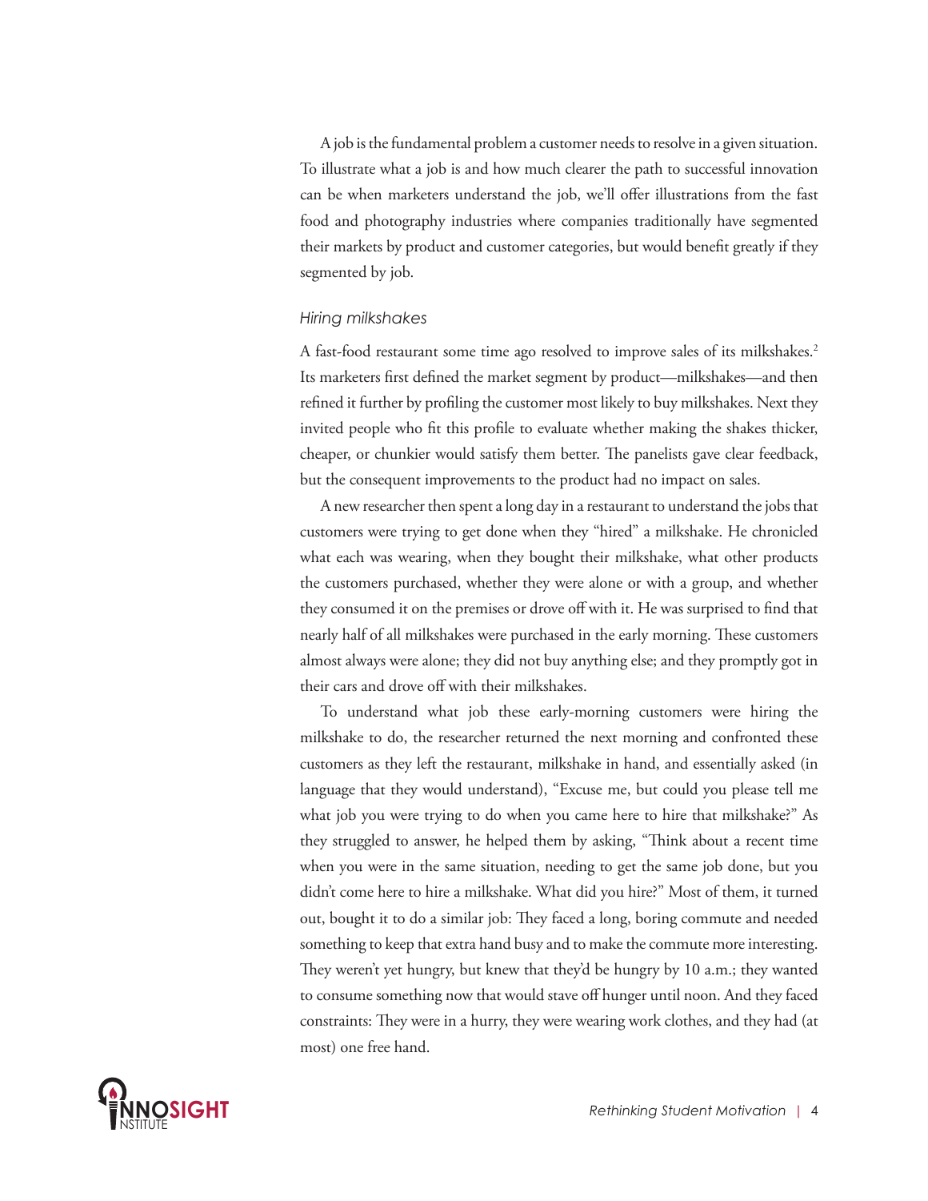A job is the fundamental problem a customer needs to resolve in a given situation. To illustrate what a job is and how much clearer the path to successful innovation can be when marketers understand the job, we'll offer illustrations from the fast food and photography industries where companies traditionally have segmented their markets by product and customer categories, but would benefit greatly if they segmented by job.

### *Hiring milkshakes*

A fast-food restaurant some time ago resolved to improve sales of its milkshakes.[2] Its marketers first defined the market segment by product—milkshakes—and then refined it further by profiling the customer most likely to buy milkshakes. Next they invited people who fit this profile to evaluate whether making the shakes thicker, cheaper, or chunkier would satisfy them better. The panelists gave clear feedback, but the consequent improvements to the product had no impact on sales.

A new researcher then spent a long day in a restaurant to understand the jobs that customers were trying to get done when they "hired" a milkshake. He chronicled what each was wearing, when they bought their milkshake, what other products the customers purchased, whether they were alone or with a group, and whether they consumed it on the premises or drove off with it. He was surprised to find that nearly half of all milkshakes were purchased in the early morning. These customers almost always were alone; they did not buy anything else; and they promptly got in their cars and drove off with their milkshakes.

To understand what job these early-morning customers were hiring the milkshake to do, the researcher returned the next morning and confronted these customers as they left the restaurant, milkshake in hand, and essentially asked (in language that they would understand), "Excuse me, but could you please tell me what job you were trying to do when you came here to hire that milkshake?" As they struggled to answer, he helped them by asking, "Think about a recent time when you were in the same situation, needing to get the same job done, but you didn't come here to hire a milkshake. What did you hire?" Most of them, it turned out, bought it to do a similar job: They faced a long, boring commute and needed something to keep that extra hand busy and to make the commute more interesting. They weren't yet hungry, but knew that they'd be hungry by 10 a.m.; they wanted to consume something now that would stave off hunger until noon. And they faced constraints: They were in a hurry, they were wearing work clothes, and they had (at most) one free hand.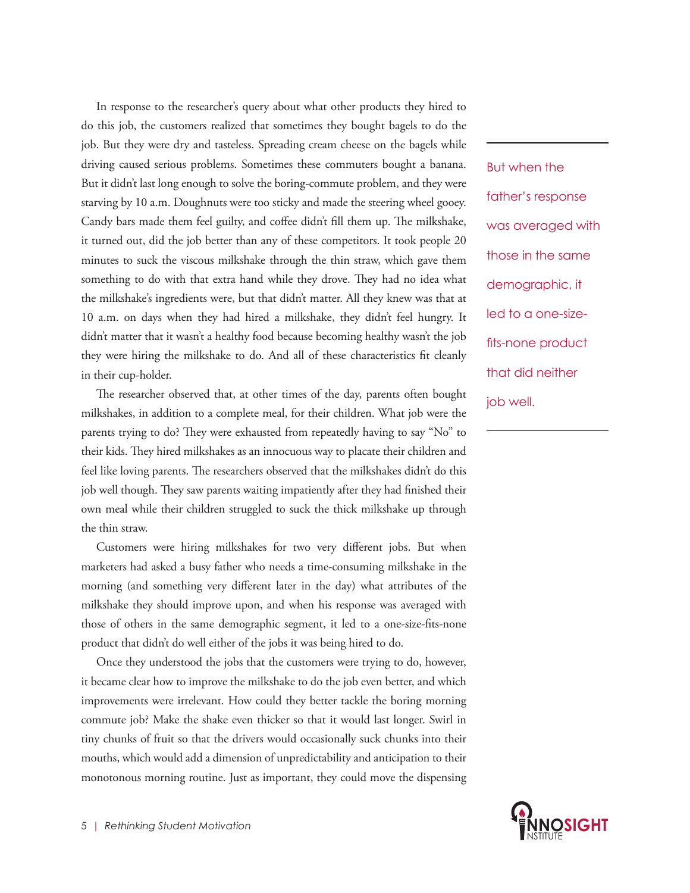In response to the researcher's query about what other products they hired to do this job, the customers realized that sometimes they bought bagels to do the job. But they were dry and tasteless. Spreading cream cheese on the bagels while driving caused serious problems. Sometimes these commuters bought a banana. But it didn't last long enough to solve the boring-commute problem, and they were starving by 10 a.m. Doughnuts were too sticky and made the steering wheel gooey. Candy bars made them feel guilty, and coffee didn't fill them up. The milkshake, it turned out, did the job better than any of these competitors. It took people 20 minutes to suck the viscous milkshake through the thin straw, which gave them something to do with that extra hand while they drove. They had no idea what the milkshake's ingredients were, but that didn't matter. All they knew was that at 10 a.m. on days when they had hired a milkshake, they didn't feel hungry. It didn't matter that it wasn't a healthy food because becoming healthy wasn't the job they were hiring the milkshake to do. And all of these characteristics fit cleanly in their cup-holder.

The researcher observed that, at other times of the day, parents often bought milkshakes, in addition to a complete meal, for their children. What job were the parents trying to do? They were exhausted from repeatedly having to say "No" to their kids. They hired milkshakes as an innocuous way to placate their children and feel like loving parents. The researchers observed that the milkshakes didn't do this job well though. They saw parents waiting impatiently after they had finished their own meal while their children struggled to suck the thick milkshake up through the thin straw.

Customers were hiring milkshakes for two very different jobs. But when marketers had asked a busy father who needs a time-consuming milkshake in the morning (and something very different later in the day) what attributes of the milkshake they should improve upon, and when his response was averaged with those of others in the same demographic segment, it led to a one-size-fits-none product that didn't do well either of the jobs it was being hired to do.

> But when the father's response was averaged with those in the same demographic, it led to a one-size-fits-none product that did neither job well.

Once they understood the jobs that the customers were trying to do, however, it became clear how to improve the milkshake to do the job even better, and which improvements were irrelevant. How could they better tackle the boring morning commute job? Make the shake even thicker so that it would last longer. Swirl in tiny chunks of fruit so that the drivers would occasionally suck chunks into their mouths, which would add a dimension of unpredictability and anticipation to their monotonous morning routine. Just as important, they could move the dispensing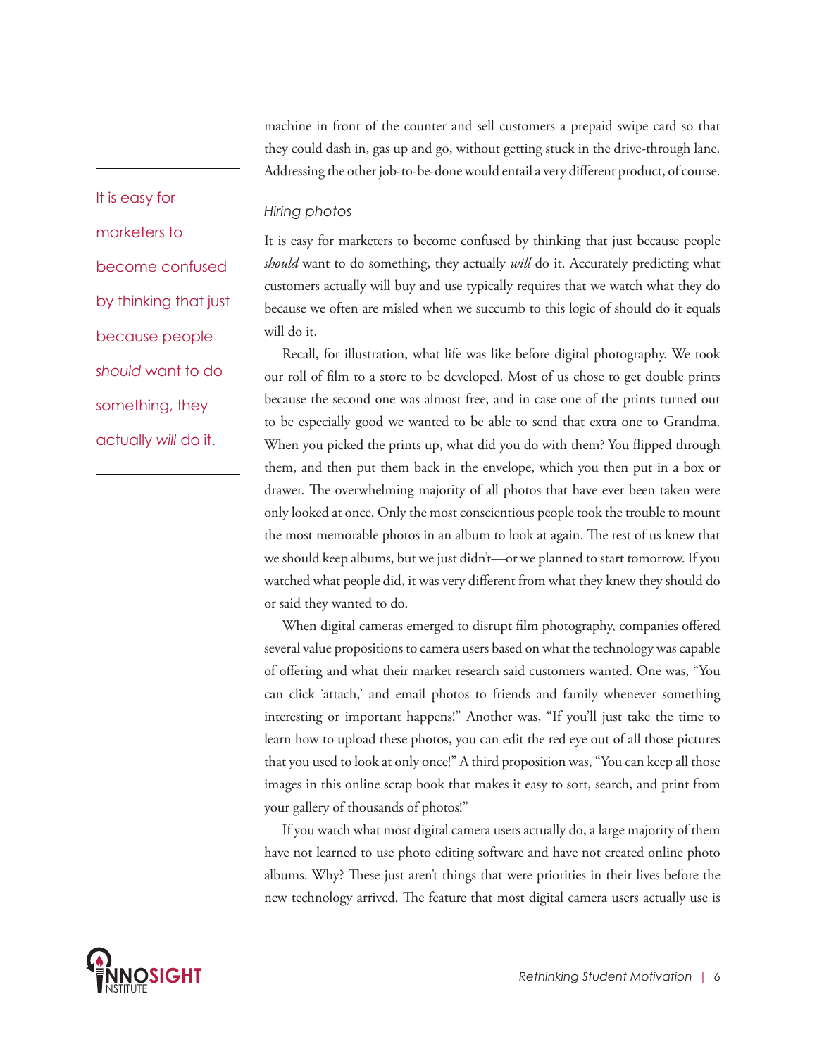machine in front of the counter and sell customers a prepaid swipe card so that they could dash in, gas up and go, without getting stuck in the drive-through lane. Addressing the other job-to-be-done would entail a very different product, of course.

> It is easy for marketers to become confused by thinking that just because people *should* want to do something, they actually *will* do it.

### *Hiring photos*

It is easy for marketers to become confused by thinking that just because people *should* want to do something, they actually *will* do it. Accurately predicting what customers actually will buy and use typically requires that we watch what they do because we often are misled when we succumb to this logic of should do it equals will do it.

Recall, for illustration, what life was like before digital photography. We took our roll of film to a store to be developed. Most of us chose to get double prints because the second one was almost free, and in case one of the prints turned out to be especially good we wanted to be able to send that extra one to Grandma. When you picked the prints up, what did you do with them? You flipped through them, and then put them back in the envelope, which you then put in a box or drawer. The overwhelming majority of all photos that have ever been taken were only looked at once. Only the most conscientious people took the trouble to mount the most memorable photos in an album to look at again. The rest of us knew that we should keep albums, but we just didn't—or we planned to start tomorrow. If you watched what people did, it was very different from what they knew they should do or said they wanted to do.

When digital cameras emerged to disrupt film photography, companies offered several value propositions to camera users based on what the technology was capable of offering and what their market research said customers wanted. One was, "You can click 'attach,' and email photos to friends and family whenever something interesting or important happens!" Another was, "If you'll just take the time to learn how to upload these photos, you can edit the red eye out of all those pictures that you used to look at only once!" A third proposition was, "You can keep all those images in this online scrap book that makes it easy to sort, search, and print from your gallery of thousands of photos!"

If you watch what most digital camera users actually do, a large majority of them have not learned to use photo editing software and have not created online photo albums. Why? These just aren't things that were priorities in their lives before the new technology arrived. The feature that most digital camera users actually use is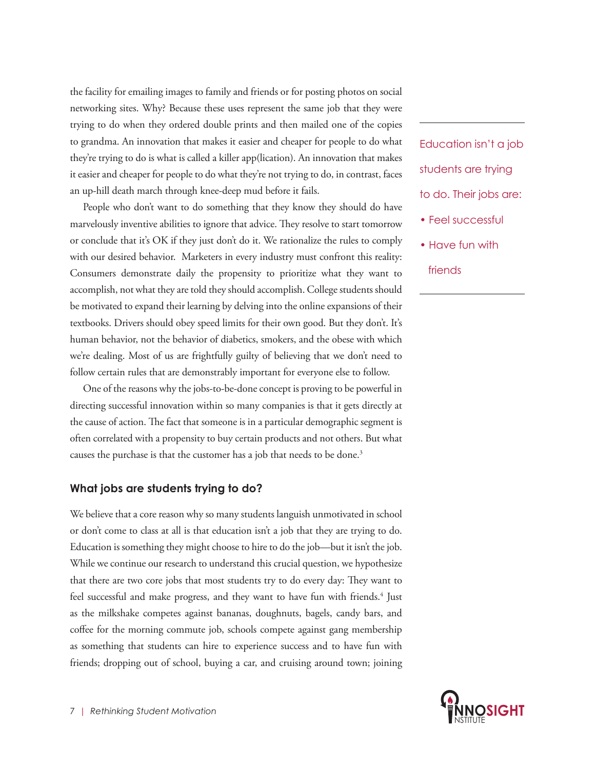the facility for emailing images to family and friends or for posting photos on social networking sites. Why? Because these uses represent the same job that they were trying to do when they ordered double prints and then mailed one of the copies to grandma. An innovation that makes it easier and cheaper for people to do what they're trying to do is what is called a killer app(lication). An innovation that makes it easier and cheaper for people to do what they're not trying to do, in contrast, faces an up-hill death march through knee-deep mud before it fails.

People who don't want to do something that they know they should do have marvelously inventive abilities to ignore that advice. They resolve to start tomorrow or conclude that it's OK if they just don't do it. We rationalize the rules to comply with our desired behavior. Marketers in every industry must confront this reality: Consumers demonstrate daily the propensity to prioritize what they want to accomplish, not what they are told they should accomplish. College students should be motivated to expand their learning by delving into the online expansions of their textbooks. Drivers should obey speed limits for their own good. But they don't. It's human behavior, not the behavior of diabetics, smokers, and the obese with which we're dealing. Most of us are frightfully guilty of believing that we don't need to follow certain rules that are demonstrably important for everyone else to follow.

One of the reasons why the jobs-to-be-done concept is proving to be powerful in directing successful innovation within so many companies is that it gets directly at the cause of action. The fact that someone is in a particular demographic segment is often correlated with a propensity to buy certain products and not others. But what causes the purchase is that the customer has a job that needs to be done.[3]

> Education isn't a job students are trying to do. Their jobs are:
>
> - Feel successful
> - Have fun with friends

### What jobs are students trying to do?

We believe that a core reason why so many students languish unmotivated in school or don't come to class at all is that education isn't a job that they are trying to do. Education is something they might choose to hire to do the job—but it isn't the job. While we continue our research to understand this crucial question, we hypothesize that there are two core jobs that most students try to do every day: They want to feel successful and make progress, and they want to have fun with friends.[4] Just as the milkshake competes against bananas, doughnuts, bagels, candy bars, and coffee for the morning commute job, schools compete against gang membership as something that students can hire to experience success and to have fun with friends; dropping out of school, buying a car, and cruising around town; joining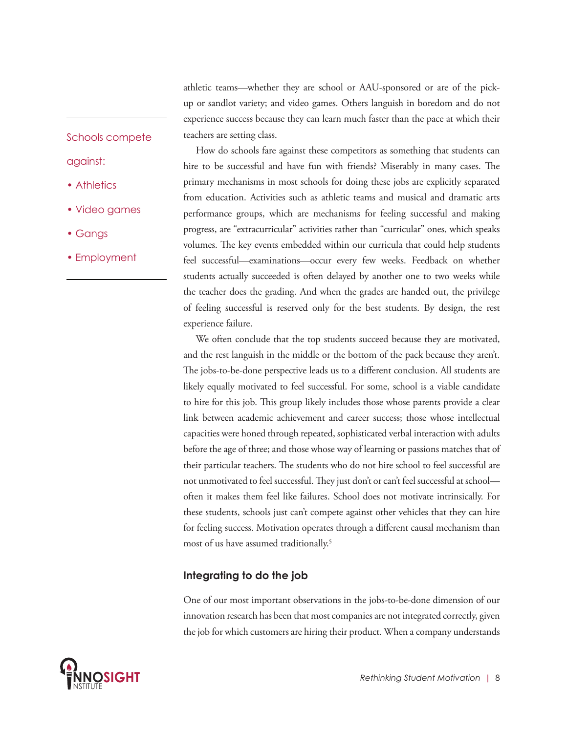athletic teams—whether they are school or AAU-sponsored or are of the pick-up or sandlot variety; and video games. Others languish in boredom and do not experience success because they can learn much faster than the pace at which their teachers are setting class.

Schools compete against:

- Athletics
- Video games
- Gangs
- Employment

How do schools fare against these competitors as something that students can hire to be successful and have fun with friends? Miserably in many cases. The primary mechanisms in most schools for doing these jobs are explicitly separated from education. Activities such as athletic teams and musical and dramatic arts performance groups, which are mechanisms for feeling successful and making progress, are "extracurricular" activities rather than "curricular" ones, which speaks volumes. The key events embedded within our curricula that could help students feel successful—examinations—occur every few weeks. Feedback on whether students actually succeeded is often delayed by another one to two weeks while the teacher does the grading. And when the grades are handed out, the privilege of feeling successful is reserved only for the best students. By design, the rest experience failure.

We often conclude that the top students succeed because they are motivated, and the rest languish in the middle or the bottom of the pack because they aren't. The jobs-to-be-done perspective leads us to a different conclusion. All students are likely equally motivated to feel successful. For some, school is a viable candidate to hire for this job. This group likely includes those whose parents provide a clear link between academic achievement and career success; those whose intellectual capacities were honed through repeated, sophisticated verbal interaction with adults before the age of three; and those whose way of learning or passions matches that of their particular teachers. The students who do not hire school to feel successful are not unmotivated to feel successful. They just don't or can't feel successful at school—often it makes them feel like failures. School does not motivate intrinsically. For these students, schools just can't compete against other vehicles that they can hire for feeling success. Motivation operates through a different causal mechanism than most of us have assumed traditionally.[5]

### Integrating to do the job

One of our most important observations in the jobs-to-be-done dimension of our innovation research has been that most companies are not integrated correctly, given the job for which customers are hiring their product. When a company understands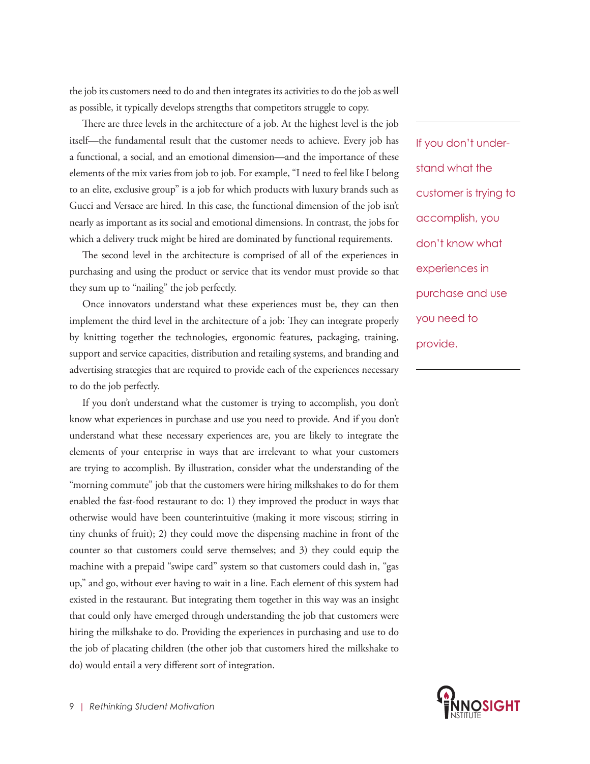the job its customers need to do and then integrates its activities to do the job as well as possible, it typically develops strengths that competitors struggle to copy.

There are three levels in the architecture of a job. At the highest level is the job itself—the fundamental result that the customer needs to achieve. Every job has a functional, a social, and an emotional dimension—and the importance of these elements of the mix varies from job to job. For example, "I need to feel like I belong to an elite, exclusive group" is a job for which products with luxury brands such as Gucci and Versace are hired. In this case, the functional dimension of the job isn't nearly as important as its social and emotional dimensions. In contrast, the jobs for which a delivery truck might be hired are dominated by functional requirements.

The second level in the architecture is comprised of all of the experiences in purchasing and using the product or service that its vendor must provide so that they sum up to "nailing" the job perfectly.

Once innovators understand what these experiences must be, they can then implement the third level in the architecture of a job: They can integrate properly by knitting together the technologies, ergonomic features, packaging, training, support and service capacities, distribution and retailing systems, and branding and advertising strategies that are required to provide each of the experiences necessary to do the job perfectly.

> If you don't understand what the customer is trying to accomplish, you don't know what experiences in purchase and use you need to provide.

If you don't understand what the customer is trying to accomplish, you don't know what experiences in purchase and use you need to provide. And if you don't understand what these necessary experiences are, you are likely to integrate the elements of your enterprise in ways that are irrelevant to what your customers are trying to accomplish. By illustration, consider what the understanding of the "morning commute" job that the customers were hiring milkshakes to do for them enabled the fast-food restaurant to do: 1) they improved the product in ways that otherwise would have been counterintuitive (making it more viscous; stirring in tiny chunks of fruit); 2) they could move the dispensing machine in front of the counter so that customers could serve themselves; and 3) they could equip the machine with a prepaid "swipe card" system so that customers could dash in, "gas up," and go, without ever having to wait in a line. Each element of this system had existed in the restaurant. But integrating them together in this way was an insight that could only have emerged through understanding the job that customers were hiring the milkshake to do. Providing the experiences in purchasing and use to do the job of placating children (the other job that customers hired the milkshake to do) would entail a very different sort of integration.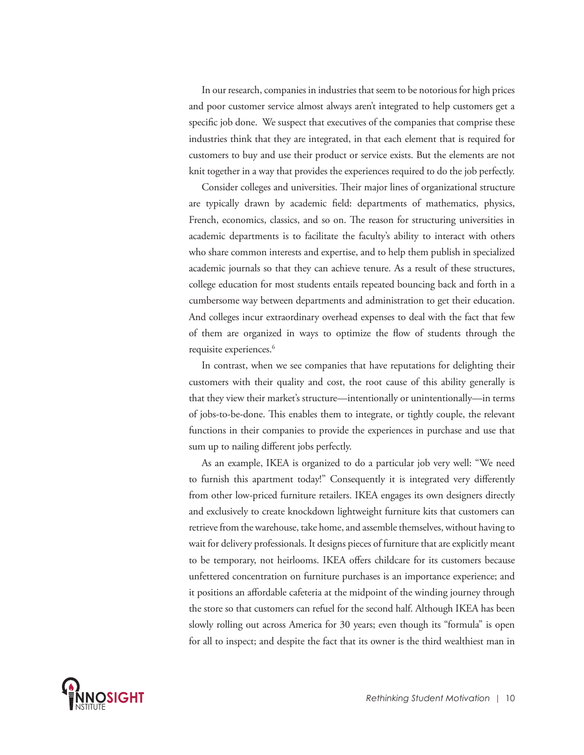In our research, companies in industries that seem to be notorious for high prices and poor customer service almost always aren't integrated to help customers get a specific job done. We suspect that executives of the companies that comprise these industries think that they are integrated, in that each element that is required for customers to buy and use their product or service exists. But the elements are not knit together in a way that provides the experiences required to do the job perfectly.

Consider colleges and universities. Their major lines of organizational structure are typically drawn by academic field: departments of mathematics, physics, French, economics, classics, and so on. The reason for structuring universities in academic departments is to facilitate the faculty's ability to interact with others who share common interests and expertise, and to help them publish in specialized academic journals so that they can achieve tenure. As a result of these structures, college education for most students entails repeated bouncing back and forth in a cumbersome way between departments and administration to get their education. And colleges incur extraordinary overhead expenses to deal with the fact that few of them are organized in ways to optimize the flow of students through the requisite experiences.[6]

In contrast, when we see companies that have reputations for delighting their customers with their quality and cost, the root cause of this ability generally is that they view their market's structure—intentionally or unintentionally—in terms of jobs-to-be-done. This enables them to integrate, or tightly couple, the relevant functions in their companies to provide the experiences in purchase and use that sum up to nailing different jobs perfectly.

As an example, IKEA is organized to do a particular job very well: "We need to furnish this apartment today!" Consequently it is integrated very differently from other low-priced furniture retailers. IKEA engages its own designers directly and exclusively to create knockdown lightweight furniture kits that customers can retrieve from the warehouse, take home, and assemble themselves, without having to wait for delivery professionals. It designs pieces of furniture that are explicitly meant to be temporary, not heirlooms. IKEA offers childcare for its customers because unfettered concentration on furniture purchases is an importance experience; and it positions an affordable cafeteria at the midpoint of the winding journey through the store so that customers can refuel for the second half. Although IKEA has been slowly rolling out across America for 30 years; even though its "formula" is open for all to inspect; and despite the fact that its owner is the third wealthiest man in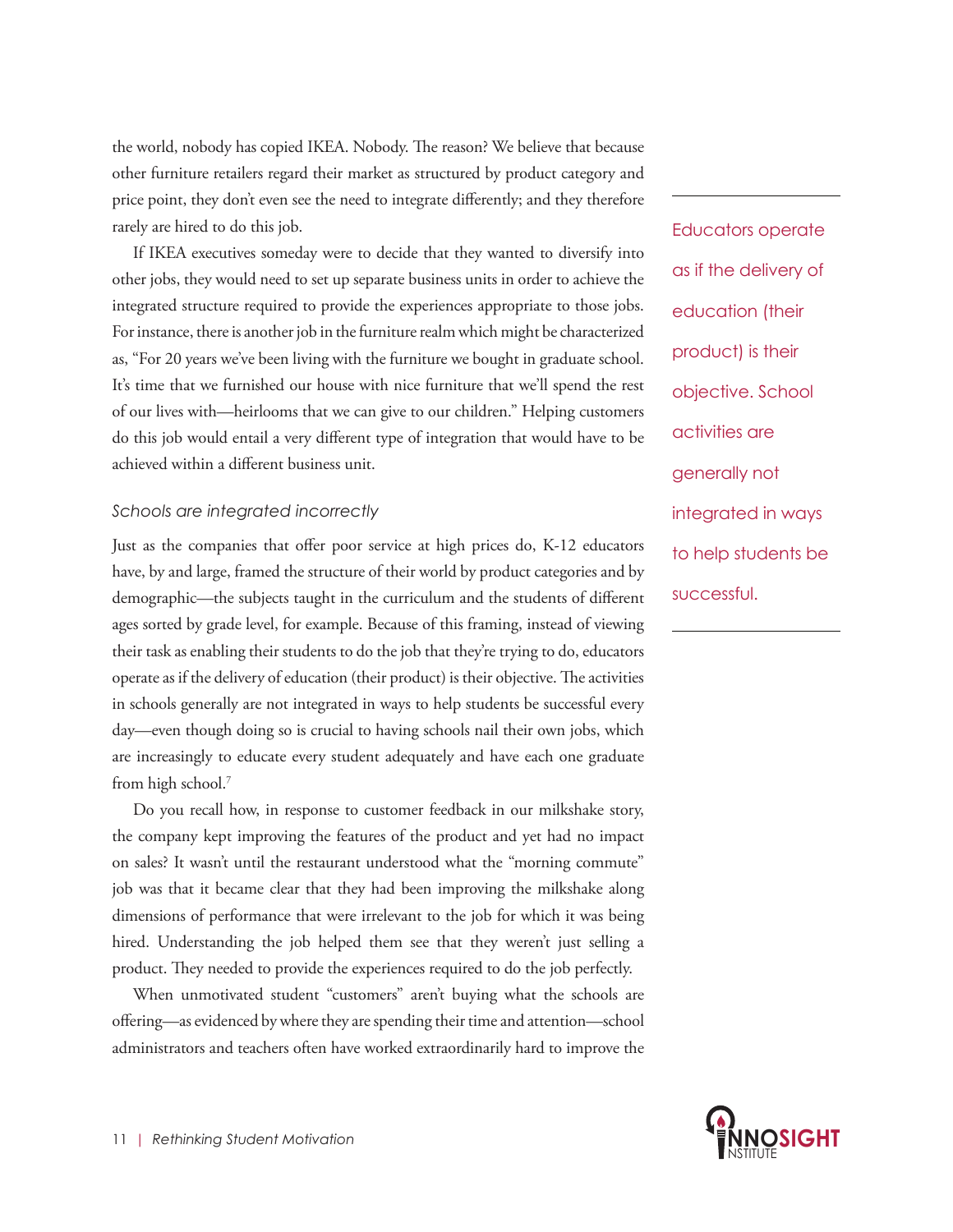the world, nobody has copied IKEA. Nobody. The reason? We believe that because other furniture retailers regard their market as structured by product category and price point, they don't even see the need to integrate differently; and they therefore rarely are hired to do this job.

If IKEA executives someday were to decide that they wanted to diversify into other jobs, they would need to set up separate business units in order to achieve the integrated structure required to provide the experiences appropriate to those jobs. For instance, there is another job in the furniture realm which might be characterized as, "For 20 years we've been living with the furniture we bought in graduate school. It's time that we furnished our house with nice furniture that we'll spend the rest of our lives with—heirlooms that we can give to our children." Helping customers do this job would entail a very different type of integration that would have to be achieved within a different business unit.

> Educators operate as if the delivery of education (their product) is their objective. School activities are generally not integrated in ways to help students be successful.

### *Schools are integrated incorrectly*

Just as the companies that offer poor service at high prices do, K-12 educators have, by and large, framed the structure of their world by product categories and by demographic—the subjects taught in the curriculum and the students of different ages sorted by grade level, for example. Because of this framing, instead of viewing their task as enabling their students to do the job that they're trying to do, educators operate as if the delivery of education (their product) is their objective. The activities in schools generally are not integrated in ways to help students be successful every day—even though doing so is crucial to having schools nail their own jobs, which are increasingly to educate every student adequately and have each one graduate from high school.[7]

Do you recall how, in response to customer feedback in our milkshake story, the company kept improving the features of the product and yet had no impact on sales? It wasn't until the restaurant understood what the "morning commute" job was that it became clear that they had been improving the milkshake along dimensions of performance that were irrelevant to the job for which it was being hired. Understanding the job helped them see that they weren't just selling a product. They needed to provide the experiences required to do the job perfectly.

When unmotivated student "customers" aren't buying what the schools are offering—as evidenced by where they are spending their time and attention—school administrators and teachers often have worked extraordinarily hard to improve the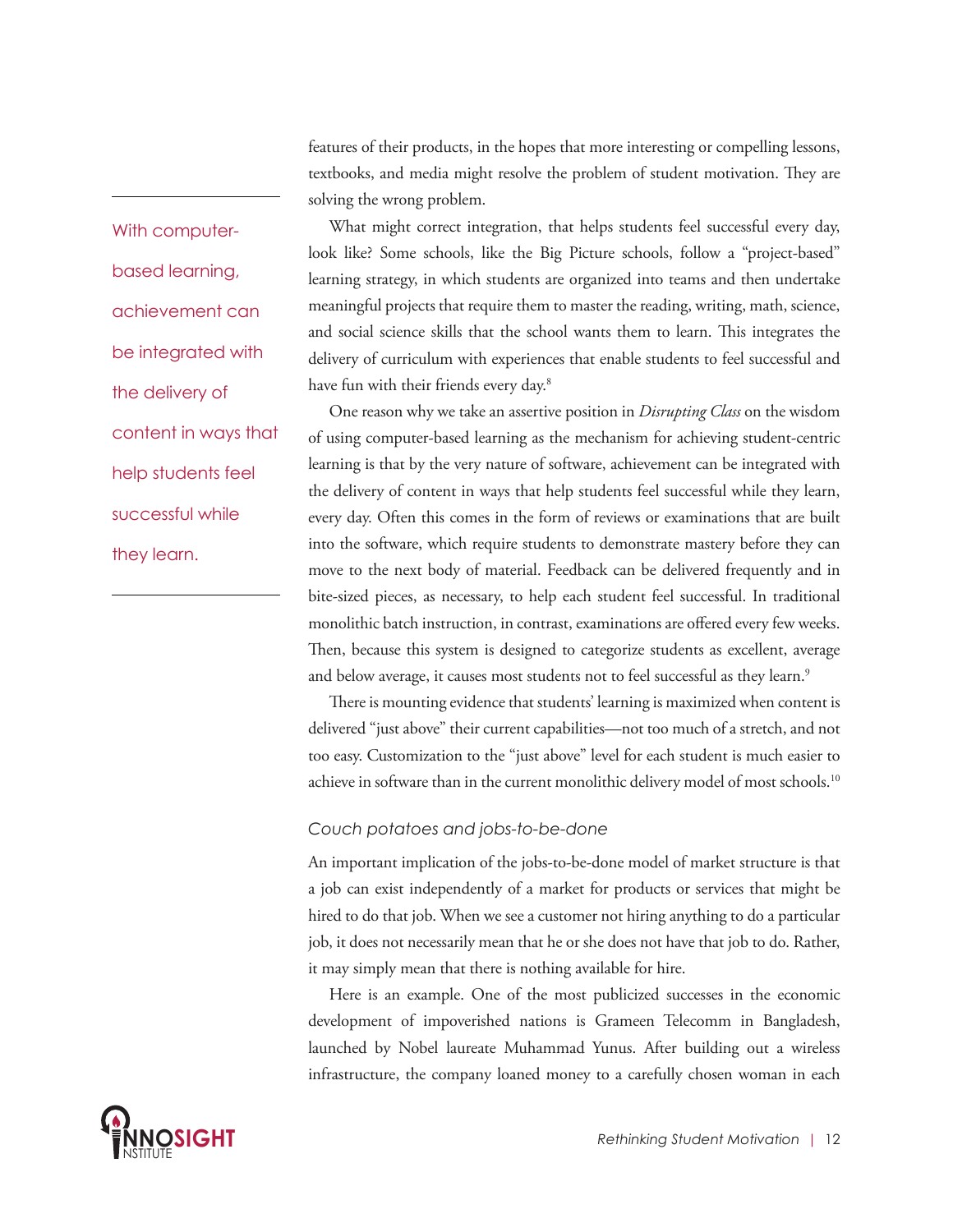features of their products, in the hopes that more interesting or compelling lessons, textbooks, and media might resolve the problem of student motivation. They are solving the wrong problem.

> With computer-based learning, achievement can be integrated with the delivery of content in ways that help students feel successful while they learn.

What might correct integration, that helps students feel successful every day, look like? Some schools, like the Big Picture schools, follow a "project-based" learning strategy, in which students are organized into teams and then undertake meaningful projects that require them to master the reading, writing, math, science, and social science skills that the school wants them to learn. This integrates the delivery of curriculum with experiences that enable students to feel successful and have fun with their friends every day.[8]

One reason why we take an assertive position in *Disrupting Class* on the wisdom of using computer-based learning as the mechanism for achieving student-centric learning is that by the very nature of software, achievement can be integrated with the delivery of content in ways that help students feel successful while they learn, every day. Often this comes in the form of reviews or examinations that are built into the software, which require students to demonstrate mastery before they can move to the next body of material. Feedback can be delivered frequently and in bite-sized pieces, as necessary, to help each student feel successful. In traditional monolithic batch instruction, in contrast, examinations are offered every few weeks. Then, because this system is designed to categorize students as excellent, average and below average, it causes most students not to feel successful as they learn.[9]

There is mounting evidence that students' learning is maximized when content is delivered "just above" their current capabilities—not too much of a stretch, and not too easy. Customization to the "just above" level for each student is much easier to achieve in software than in the current monolithic delivery model of most schools.[10]

### *Couch potatoes and jobs-to-be-done*

An important implication of the jobs-to-be-done model of market structure is that a job can exist independently of a market for products or services that might be hired to do that job. When we see a customer not hiring anything to do a particular job, it does not necessarily mean that he or she does not have that job to do. Rather, it may simply mean that there is nothing available for hire.

Here is an example. One of the most publicized successes in the economic development of impoverished nations is Grameen Telecomm in Bangladesh, launched by Nobel laureate Muhammad Yunus. After building out a wireless infrastructure, the company loaned money to a carefully chosen woman in each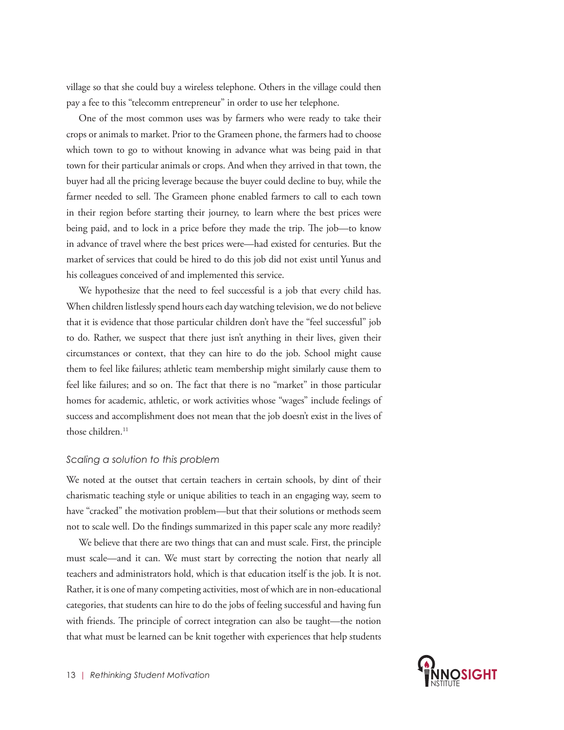village so that she could buy a wireless telephone. Others in the village could then pay a fee to this "telecomm entrepreneur" in order to use her telephone.

One of the most common uses was by farmers who were ready to take their crops or animals to market. Prior to the Grameen phone, the farmers had to choose which town to go to without knowing in advance what was being paid in that town for their particular animals or crops. And when they arrived in that town, the buyer had all the pricing leverage because the buyer could decline to buy, while the farmer needed to sell. The Grameen phone enabled farmers to call to each town in their region before starting their journey, to learn where the best prices were being paid, and to lock in a price before they made the trip. The job—to know in advance of travel where the best prices were—had existed for centuries. But the market of services that could be hired to do this job did not exist until Yunus and his colleagues conceived of and implemented this service.

We hypothesize that the need to feel successful is a job that every child has. When children listlessly spend hours each day watching television, we do not believe that it is evidence that those particular children don't have the "feel successful" job to do. Rather, we suspect that there just isn't anything in their lives, given their circumstances or context, that they can hire to do the job. School might cause them to feel like failures; athletic team membership might similarly cause them to feel like failures; and so on. The fact that there is no "market" in those particular homes for academic, athletic, or work activities whose "wages" include feelings of success and accomplishment does not mean that the job doesn't exist in the lives of those children.[11]

### *Scaling a solution to this problem*

We noted at the outset that certain teachers in certain schools, by dint of their charismatic teaching style or unique abilities to teach in an engaging way, seem to have "cracked" the motivation problem—but that their solutions or methods seem not to scale well. Do the findings summarized in this paper scale any more readily?

We believe that there are two things that can and must scale. First, the principle must scale—and it can. We must start by correcting the notion that nearly all teachers and administrators hold, which is that education itself is the job. It is not. Rather, it is one of many competing activities, most of which are in non-educational categories, that students can hire to do the jobs of feeling successful and having fun with friends. The principle of correct integration can also be taught—the notion that what must be learned can be knit together with experiences that help students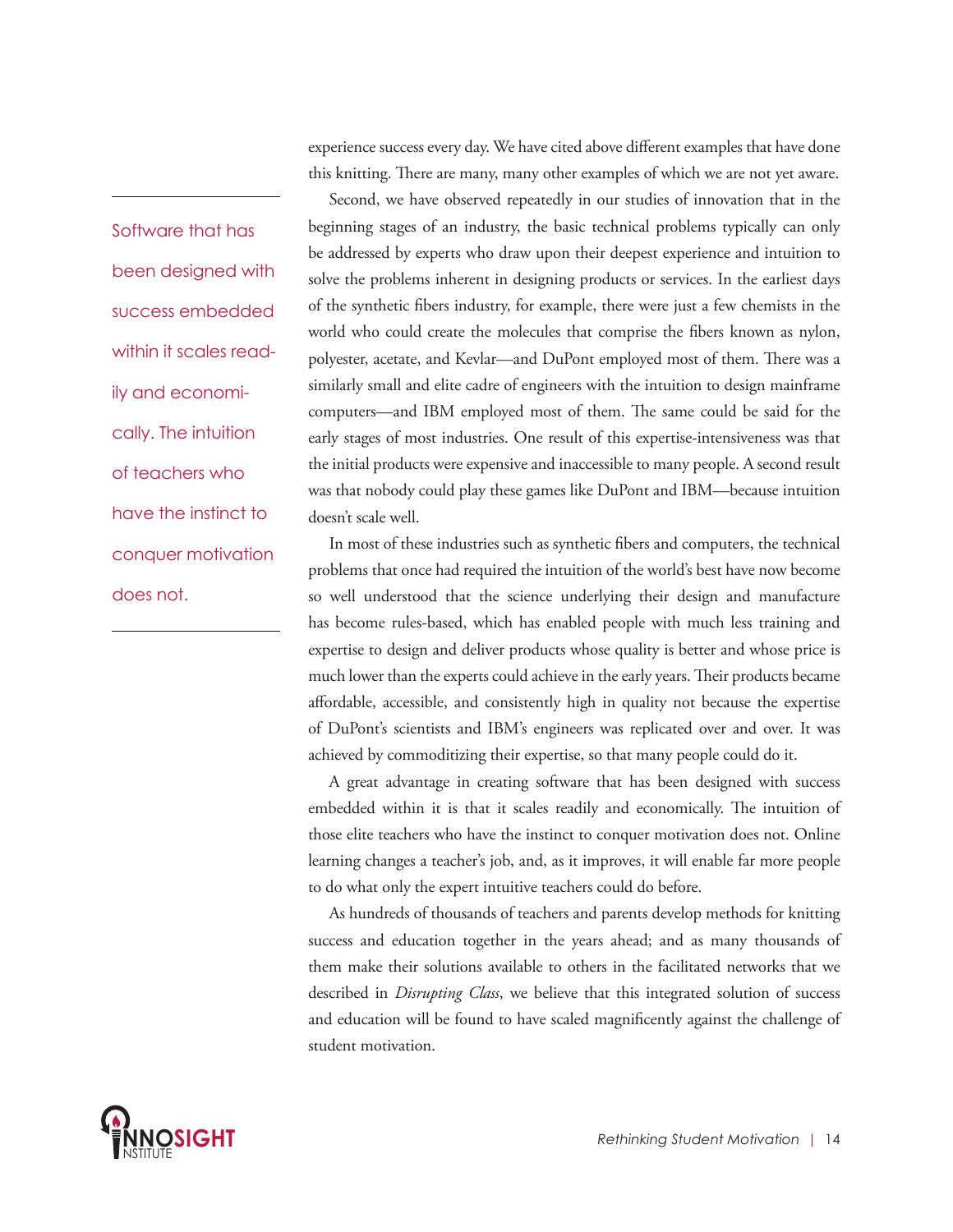experience success every day. We have cited above different examples that have done this knitting. There are many, many other examples of which we are not yet aware.

> Software that has been designed with success embedded within it scales readily and economically. The intuition of teachers who have the instinct to conquer motivation does not.

Second, we have observed repeatedly in our studies of innovation that in the beginning stages of an industry, the basic technical problems typically can only be addressed by experts who draw upon their deepest experience and intuition to solve the problems inherent in designing products or services. In the earliest days of the synthetic fibers industry, for example, there were just a few chemists in the world who could create the molecules that comprise the fibers known as nylon, polyester, acetate, and Kevlar—and DuPont employed most of them. There was a similarly small and elite cadre of engineers with the intuition to design mainframe computers—and IBM employed most of them. The same could be said for the early stages of most industries. One result of this expertise-intensiveness was that the initial products were expensive and inaccessible to many people. A second result was that nobody could play these games like DuPont and IBM—because intuition doesn't scale well.

In most of these industries such as synthetic fibers and computers, the technical problems that once had required the intuition of the world's best have now become so well understood that the science underlying their design and manufacture has become rules-based, which has enabled people with much less training and expertise to design and deliver products whose quality is better and whose price is much lower than the experts could achieve in the early years. Their products became affordable, accessible, and consistently high in quality not because the expertise of DuPont's scientists and IBM's engineers was replicated over and over. It was achieved by commoditizing their expertise, so that many people could do it.

A great advantage in creating software that has been designed with success embedded within it is that it scales readily and economically. The intuition of those elite teachers who have the instinct to conquer motivation does not. Online learning changes a teacher's job, and, as it improves, it will enable far more people to do what only the expert intuitive teachers could do before.

As hundreds of thousands of teachers and parents develop methods for knitting success and education together in the years ahead; and as many thousands of them make their solutions available to others in the facilitated networks that we described in *Disrupting Class*, we believe that this integrated solution of success and education will be found to have scaled magnificently against the challenge of student motivation.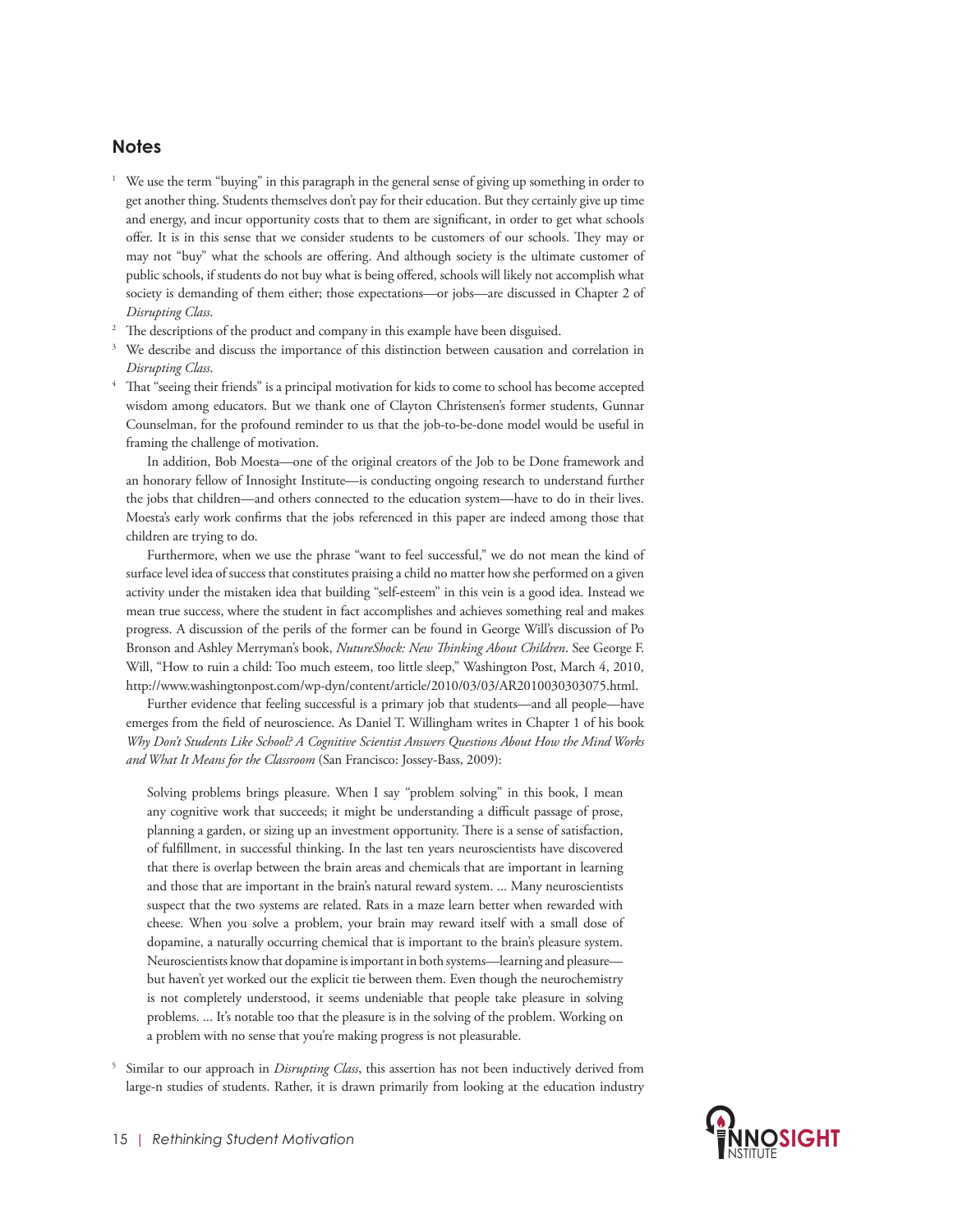## Notes

1. We use the term "buying" in this paragraph in the general sense of giving up something in order to get another thing. Students themselves don't pay for their education. But they certainly give up time and energy, and incur opportunity costs that to them are significant, in order to get what schools offer. It is in this sense that we consider students to be customers of our schools. They may or may not "buy" what the schools are offering. And although society is the ultimate customer of public schools, if students do not buy what is being offered, schools will likely not accomplish what society is demanding of them either; those expectations—or jobs—are discussed in Chapter 2 of *Disrupting Class*.

2. The descriptions of the product and company in this example have been disguised.

3. We describe and discuss the importance of this distinction between causation and correlation in *Disrupting Class*.

4. That "seeing their friends" is a principal motivation for kids to come to school has become accepted wisdom among educators. But we thank one of Clayton Christensen's former students, Gunnar Counselman, for the profound reminder to us that the job-to-be-done model would be useful in framing the challenge of motivation.

   In addition, Bob Moesta—one of the original creators of the Job to be Done framework and an honorary fellow of Innosight Institute—is conducting ongoing research to understand further the jobs that children—and others connected to the education system—have to do in their lives. Moesta's early work confirms that the jobs referenced in this paper are indeed among those that children are trying to do.

   Furthermore, when we use the phrase "want to feel successful," we do not mean the kind of surface level idea of success that constitutes praising a child no matter how she performed on a given activity under the mistaken idea that building "self-esteem" in this vein is a good idea. Instead we mean true success, where the student in fact accomplishes and achieves something real and makes progress. A discussion of the perils of the former can be found in George Will's discussion of Po Bronson and Ashley Merryman's book, *NutureShock: New Thinking About Children*. See George F. Will, "How to ruin a child: Too much esteem, too little sleep," Washington Post, March 4, 2010, http://www.washingtonpost.com/wp-dyn/content/article/2010/03/03/AR2010030303075.html.

   Further evidence that feeling successful is a primary job that students—and all people—have emerges from the field of neuroscience. As Daniel T. Willingham writes in Chapter 1 of his book *Why Don't Students Like School? A Cognitive Scientist Answers Questions About How the Mind Works and What It Means for the Classroom* (San Francisco: Jossey-Bass, 2009):

   > Solving problems brings pleasure. When I say "problem solving" in this book, I mean any cognitive work that succeeds; it might be understanding a difficult passage of prose, planning a garden, or sizing up an investment opportunity. There is a sense of satisfaction, of fulfillment, in successful thinking. In the last ten years neuroscientists have discovered that there is overlap between the brain areas and chemicals that are important in learning and those that are important in the brain's natural reward system. ... Many neuroscientists suspect that the two systems are related. Rats in a maze learn better when rewarded with cheese. When you solve a problem, your brain may reward itself with a small dose of dopamine, a naturally occurring chemical that is important to the brain's pleasure system. Neuroscientists know that dopamine is important in both systems—learning and pleasure—but haven't yet worked out the explicit tie between them. Even though the neurochemistry is not completely understood, it seems undeniable that people take pleasure in solving problems. ... It's notable too that the pleasure is in the solving of the problem. Working on a problem with no sense that you're making progress is not pleasurable.

5. Similar to our approach in *Disrupting Class*, this assertion has not been inductively derived from large-n studies of students. Rather, it is drawn primarily from looking at the education industry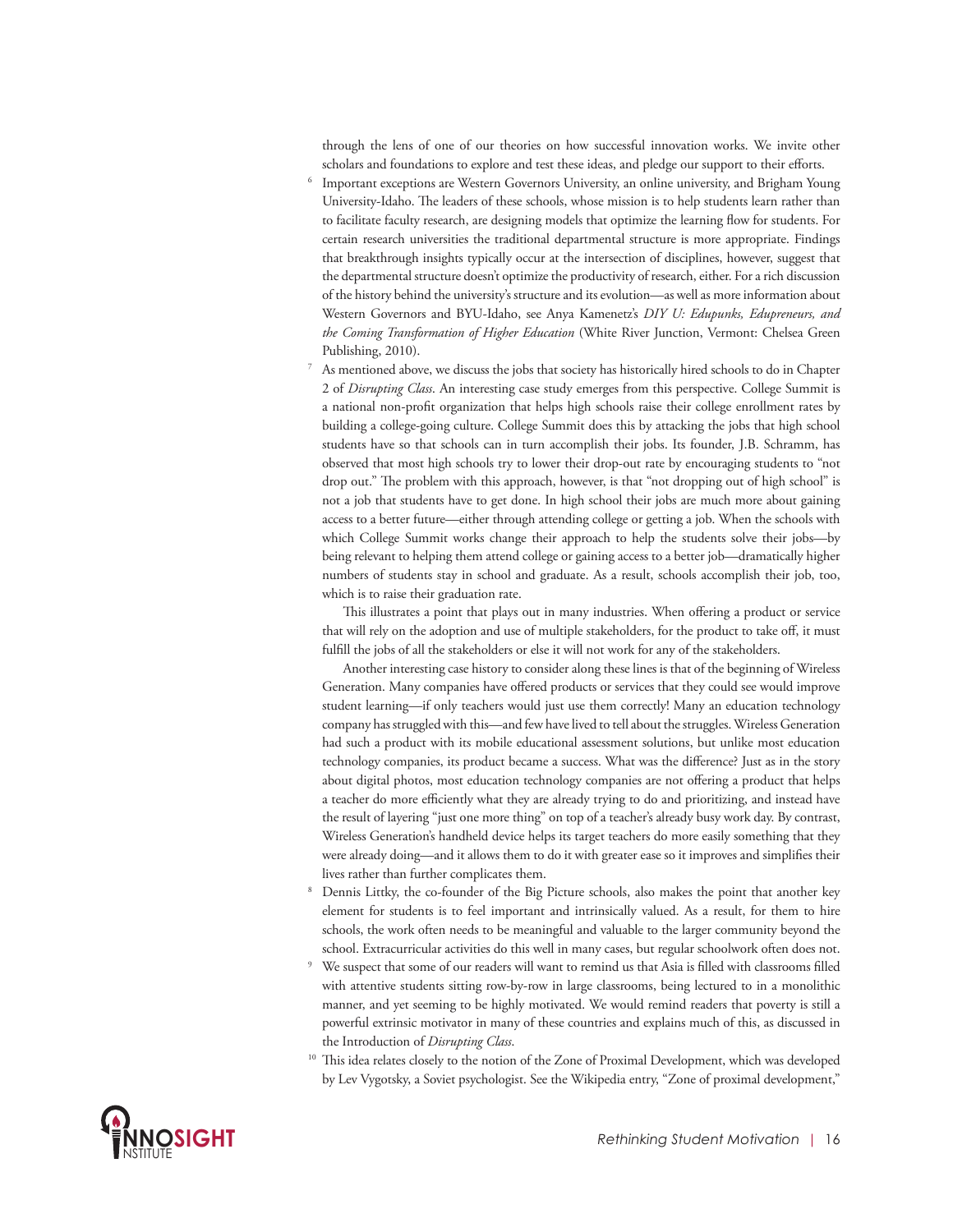through the lens of one of our theories on how successful innovation works. We invite other scholars and foundations to explore and test these ideas, and pledge our support to their efforts.

[6] Important exceptions are Western Governors University, an online university, and Brigham Young University-Idaho. The leaders of these schools, whose mission is to help students learn rather than to facilitate faculty research, are designing models that optimize the learning flow for students. For certain research universities the traditional departmental structure is more appropriate. Findings that breakthrough insights typically occur at the intersection of disciplines, however, suggest that the departmental structure doesn't optimize the productivity of research, either. For a rich discussion of the history behind the university's structure and its evolution—as well as more information about Western Governors and BYU-Idaho, see Anya Kamenetz's *DIY U: Edupunks, Edupreneurs, and the Coming Transformation of Higher Education* (White River Junction, Vermont: Chelsea Green Publishing, 2010).

[7] As mentioned above, we discuss the jobs that society has historically hired schools to do in Chapter 2 of *Disrupting Class*. An interesting case study emerges from this perspective. College Summit is a national non-profit organization that helps high schools raise their college enrollment rates by building a college-going culture. College Summit does this by attacking the jobs that high school students have so that schools can in turn accomplish their jobs. Its founder, J.B. Schramm, has observed that most high schools try to lower their drop-out rate by encouraging students to "not drop out." The problem with this approach, however, is that "not dropping out of high school" is not a job that students have to get done. In high school their jobs are much more about gaining access to a better future—either through attending college or getting a job. When the schools with which College Summit works change their approach to help the students solve their jobs—by being relevant to helping them attend college or gaining access to a better job—dramatically higher numbers of students stay in school and graduate. As a result, schools accomplish their job, too, which is to raise their graduation rate.

This illustrates a point that plays out in many industries. When offering a product or service that will rely on the adoption and use of multiple stakeholders, for the product to take off, it must fulfill the jobs of all the stakeholders or else it will not work for any of the stakeholders.

Another interesting case history to consider along these lines is that of the beginning of Wireless Generation. Many companies have offered products or services that they could see would improve student learning—if only teachers would just use them correctly! Many an education technology company has struggled with this—and few have lived to tell about the struggles. Wireless Generation had such a product with its mobile educational assessment solutions, but unlike most education technology companies, its product became a success. What was the difference? Just as in the story about digital photos, most education technology companies are not offering a product that helps a teacher do more efficiently what they are already trying to do and prioritizing, and instead have the result of layering "just one more thing" on top of a teacher's already busy work day. By contrast, Wireless Generation's handheld device helps its target teachers do more easily something that they were already doing—and it allows them to do it with greater ease so it improves and simplifies their lives rather than further complicates them.

[8] Dennis Littky, the co-founder of the Big Picture schools, also makes the point that another key element for students is to feel important and intrinsically valued. As a result, for them to hire schools, the work often needs to be meaningful and valuable to the larger community beyond the school. Extracurricular activities do this well in many cases, but regular schoolwork often does not.

[9] We suspect that some of our readers will want to remind us that Asia is filled with classrooms filled with attentive students sitting row-by-row in large classrooms, being lectured to in a monolithic manner, and yet seeming to be highly motivated. We would remind readers that poverty is still a powerful extrinsic motivator in many of these countries and explains much of this, as discussed in the Introduction of *Disrupting Class*.

[10] This idea relates closely to the notion of the Zone of Proximal Development, which was developed by Lev Vygotsky, a Soviet psychologist. See the Wikipedia entry, "Zone of proximal development,"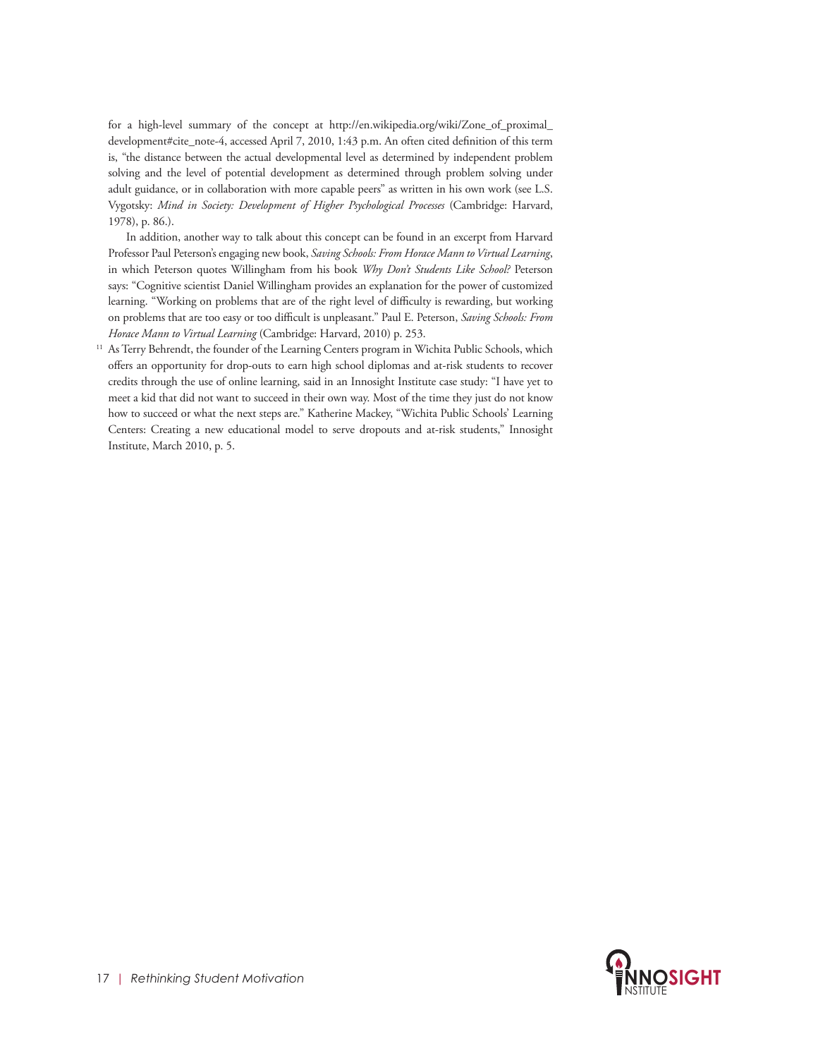for a high-level summary of the concept at http://en.wikipedia.org/wiki/Zone_of_proximal_development#cite_note-4, accessed April 7, 2010, 1:43 p.m. An often cited definition of this term is, "the distance between the actual developmental level as determined by independent problem solving and the level of potential development as determined through problem solving under adult guidance, or in collaboration with more capable peers" as written in his own work (see L.S. Vygotsky: *Mind in Society: Development of Higher Psychological Processes* (Cambridge: Harvard, 1978), p. 86.).

In addition, another way to talk about this concept can be found in an excerpt from Harvard Professor Paul Peterson's engaging new book, *Saving Schools: From Horace Mann to Virtual Learning*, in which Peterson quotes Willingham from his book *Why Don't Students Like School?* Peterson says: "Cognitive scientist Daniel Willingham provides an explanation for the power of customized learning. "Working on problems that are of the right level of difficulty is rewarding, but working on problems that are too easy or too difficult is unpleasant." Paul E. Peterson, *Saving Schools: From Horace Mann to Virtual Learning* (Cambridge: Harvard, 2010) p. 253.

[11] As Terry Behrendt, the founder of the Learning Centers program in Wichita Public Schools, which offers an opportunity for drop-outs to earn high school diplomas and at-risk students to recover credits through the use of online learning, said in an Innosight Institute case study: "I have yet to meet a kid that did not want to succeed in their own way. Most of the time they just do not know how to succeed or what the next steps are." Katherine Mackey, "Wichita Public Schools' Learning Centers: Creating a new educational model to serve dropouts and at-risk students," Innosight Institute, March 2010, p. 5.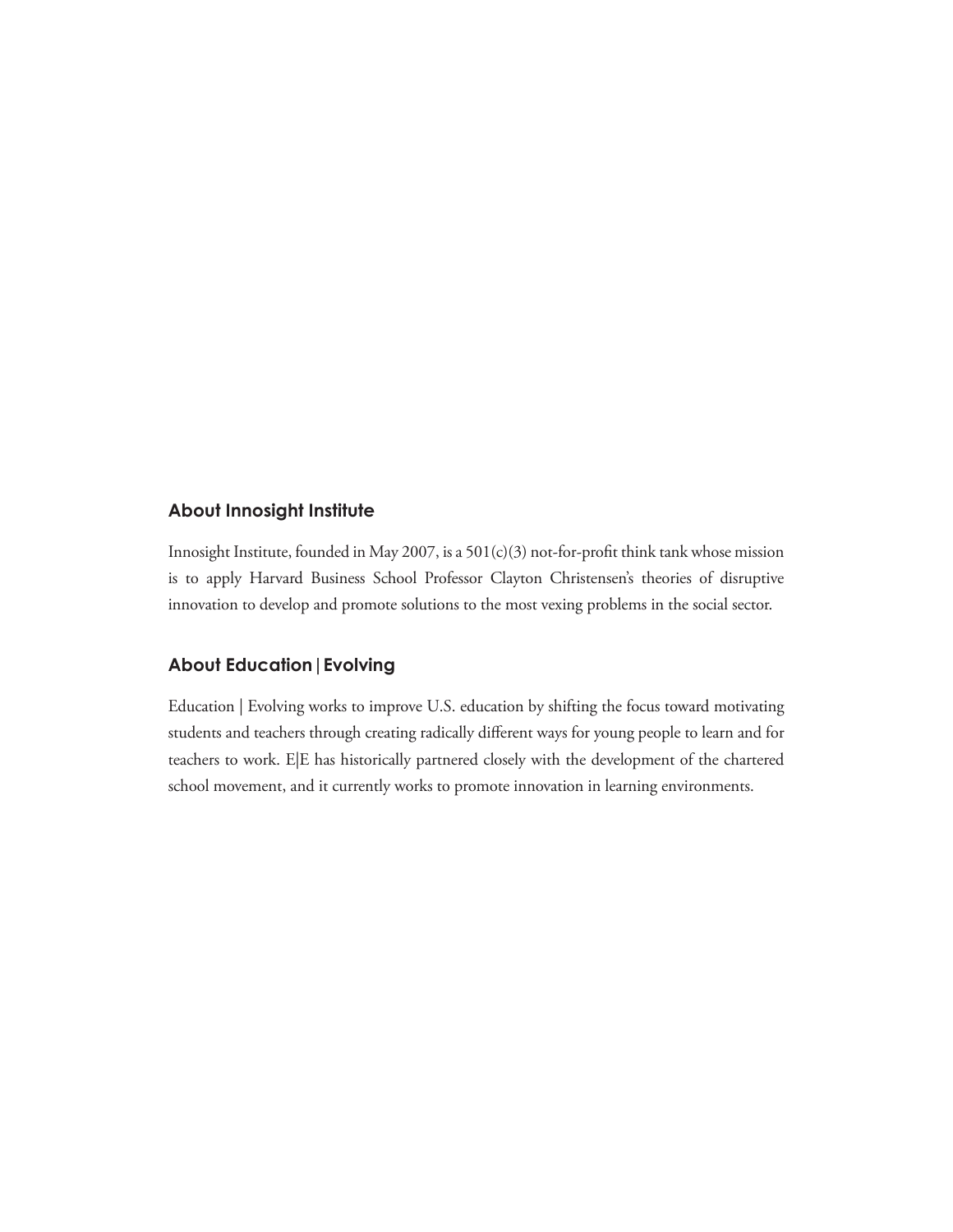## About Innosight Institute

Innosight Institute, founded in May 2007, is a 501(c)(3) not-for-profit think tank whose mission is to apply Harvard Business School Professor Clayton Christensen's theories of disruptive innovation to develop and promote solutions to the most vexing problems in the social sector.

## About Education | Evolving

Education | Evolving works to improve U.S. education by shifting the focus toward motivating students and teachers through creating radically different ways for young people to learn and for teachers to work. E|E has historically partnered closely with the development of the chartered school movement, and it currently works to promote innovation in learning environments.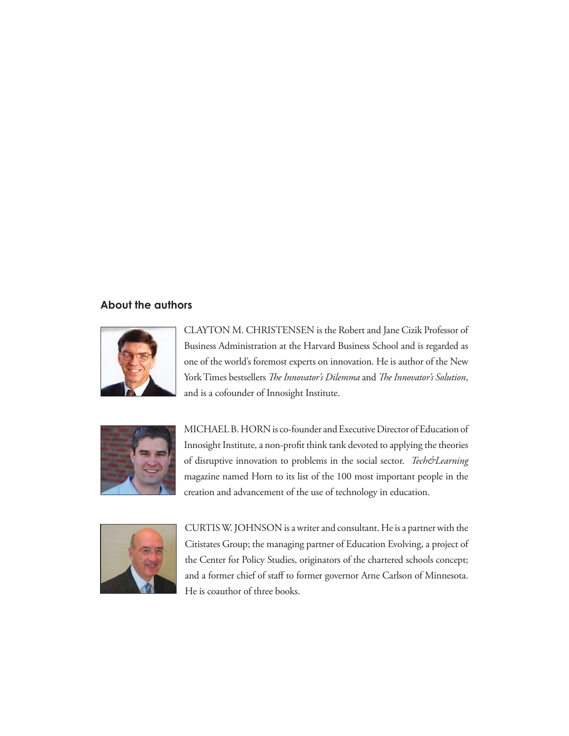## About the authors

CLAYTON M. CHRISTENSEN is the Robert and Jane Cizik Professor of Business Administration at the Harvard Business School and is regarded as one of the world's foremost experts on innovation. He is author of the New York Times bestsellers *The Innovator's Dilemma* and *The Innovator's Solution*, and is a cofounder of Innosight Institute.

MICHAEL B. HORN is co-founder and Executive Director of Education of Innosight Institute, a non-profit think tank devoted to applying the theories of disruptive innovation to problems in the social sector. *Tech&Learning* magazine named Horn to its list of the 100 most important people in the creation and advancement of the use of technology in education.

CURTIS W. JOHNSON is a writer and consultant. He is a partner with the Citistates Group; the managing partner of Education Evolving, a project of the Center for Policy Studies, originators of the chartered schools concept; and a former chief of staff to former governor Arne Carlson of Minnesota. He is coauthor of three books.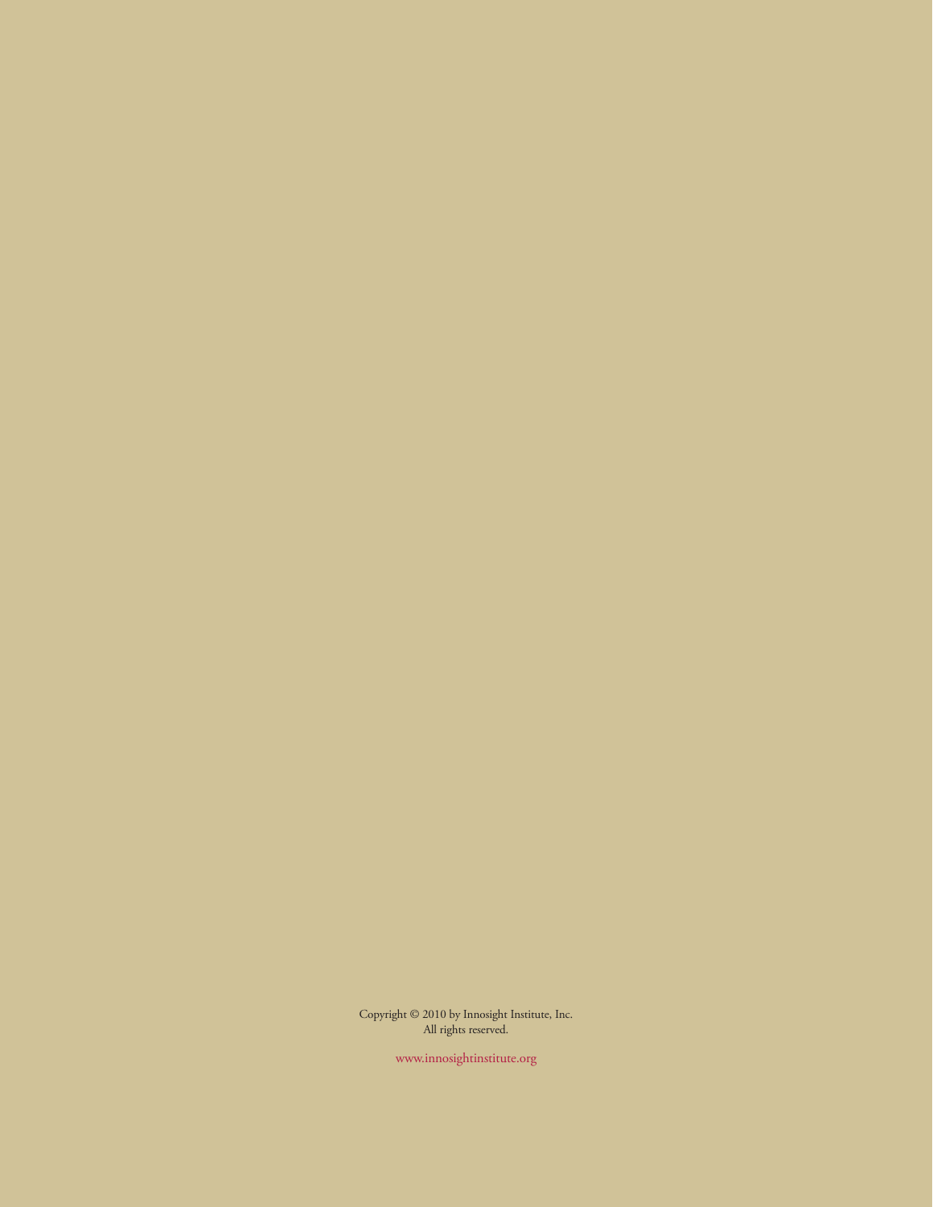Copyright © 2010 by Innosight Institute, Inc.
All rights reserved.

www.innosightinstitute.org